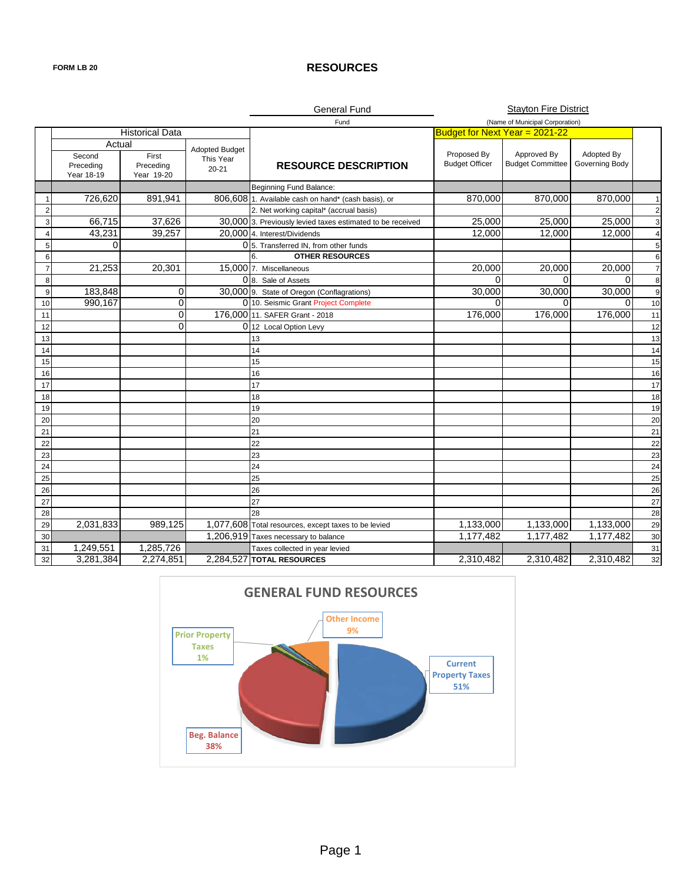FORM LB 20

# RESOURCES

General Fund
Fund

Stayton Fire District
(Name of Municipal Corporation)

| | Historical Data | | | | Budget for Next Year = 2021-22 | | | |
|---|---|---|---|---|---|---|---|---|
| | Actual | | | | | | | |
| | Second Preceding Year 18-19 | First Preceding Year 19-20 | Adopted Budget This Year 20-21 | RESOURCE DESCRIPTION | Proposed By Budget Officer | Approved By Budget Committee | Adopted By Governing Body | |
| | | | | Beginning Fund Balance: | | | | |
| 1 | 726,620 | 891,941 | 806,608 | 1. Available cash on hand* (cash basis), or | 870,000 | 870,000 | 870,000 | 1 |
| 2 | | | | 2. Net working capital* (accrual basis) | | | | 2 |
| 3 | 66,715 | 37,626 | 30,000 | 3. Previously levied taxes estimated to be received | 25,000 | 25,000 | 25,000 | 3 |
| 4 | 43,231 | 39,257 | 20,000 | 4. Interest/Dividends | 12,000 | 12,000 | 12,000 | 4 |
| 5 | 0 | | 0 | 5. Transferred IN, from other funds | | | | 5 |
| 6 | | | | 6. **OTHER RESOURCES** | | | | 6 |
| 7 | 21,253 | 20,301 | 15,000 | 7. Miscellaneous | 20,000 | 20,000 | 20,000 | 7 |
| 8 | | | 0 | 8. Sale of Assets | 0 | 0 | 0 | 8 |
| 9 | 183,848 | 0 | 30,000 | 9. State of Oregon (Conflagrations) | 30,000 | 30,000 | 30,000 | 9 |
| 10 | 990,167 | 0 | 0 | 10. Seismic Grant Project Complete | 0 | 0 | 0 | 10 |
| 11 | | 0 | 176,000 | 11. SAFER Grant - 2018 | 176,000 | 176,000 | 176,000 | 11 |
| 12 | | 0 | 0 | 12 Local Option Levy | | | | 12 |
| 13 | | | | 13 | | | | 13 |
| 14 | | | | 14 | | | | 14 |
| 15 | | | | 15 | | | | 15 |
| 16 | | | | 16 | | | | 16 |
| 17 | | | | 17 | | | | 17 |
| 18 | | | | 18 | | | | 18 |
| 19 | | | | 19 | | | | 19 |
| 20 | | | | 20 | | | | 20 |
| 21 | | | | 21 | | | | 21 |
| 22 | | | | 22 | | | | 22 |
| 23 | | | | 23 | | | | 23 |
| 24 | | | | 24 | | | | 24 |
| 25 | | | | 25 | | | | 25 |
| 26 | | | | 26 | | | | 26 |
| 27 | | | | 27 | | | | 27 |
| 28 | | | | 28 | | | | 28 |
| 29 | 2,031,833 | 989,125 | 1,077,608 | Total resources, except taxes to be levied | 1,133,000 | 1,133,000 | 1,133,000 | 29 |
| 30 | | | 1,206,919 | Taxes necessary to balance | 1,177,482 | 1,177,482 | 1,177,482 | 30 |
| 31 | 1,249,551 | 1,285,726 | | Taxes collected in year levied | | | | 31 |
| 32 | 3,281,384 | 2,274,851 | 2,284,527 | **TOTAL RESOURCES** | 2,310,482 | 2,310,482 | 2,310,482 | 32 |

## GENERAL FUND RESOURCES

- Current Property Taxes 51%
- Beg. Balance 38%
- Other Income 9%
- Prior Property Taxes 1%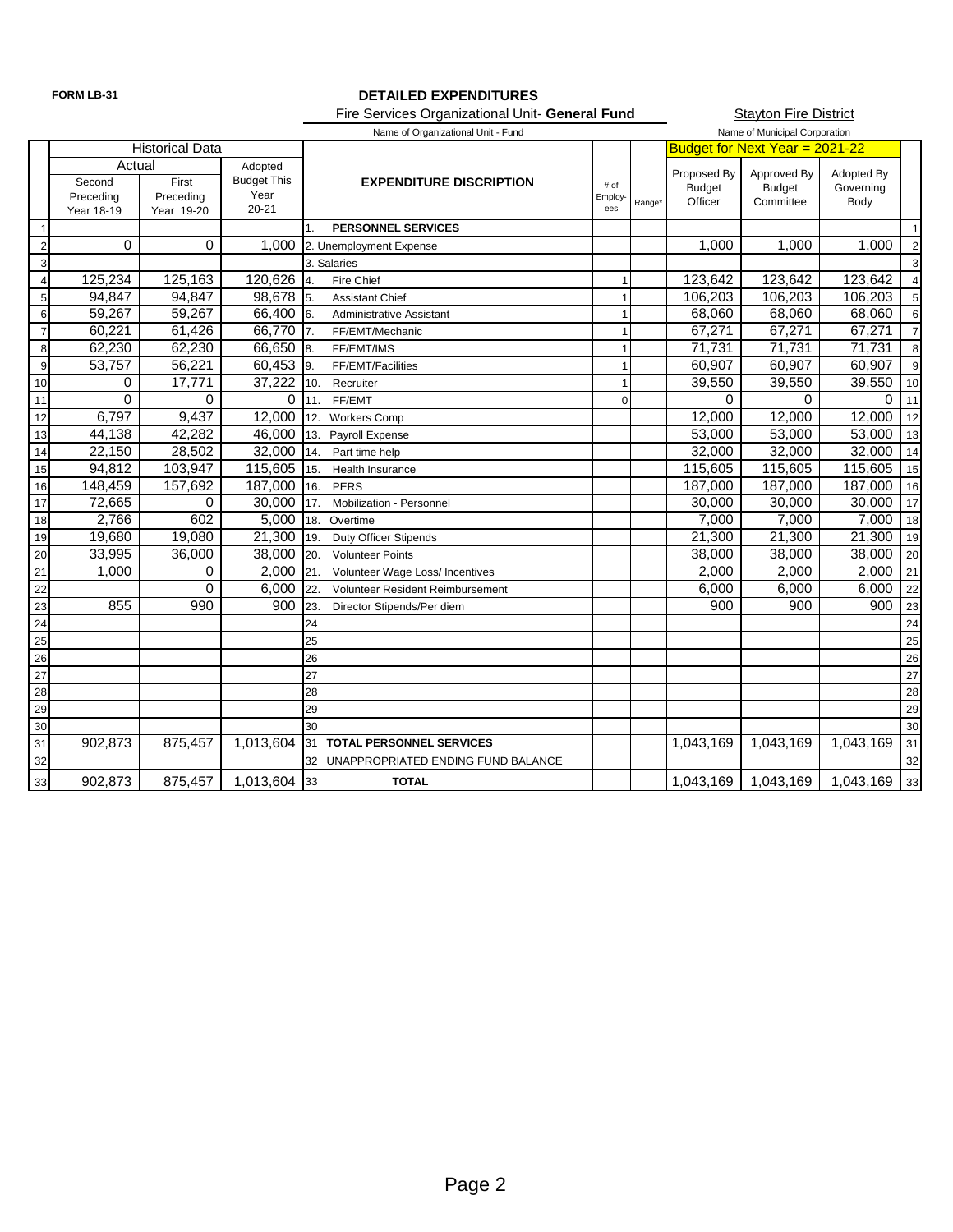**FORM LB-31**

# DETAILED EXPENDITURES

Fire Services Organizational Unit- **General Fund** — Name of Organizational Unit - Fund

Stayton Fire District — Name of Municipal Corporation

| | Historical Data | | | EXPENDITURE DISCRIPTION | # of Employees | Range* | Budget for Next Year = 2021-22 | | | |
|---|---|---|---|---|---|---|---|---|---|---|
| | Actual | | Adopted Budget This Year 20-21 | | | | | | | |
| | Second Preceding Year 18-19 | First Preceding Year 19-20 | | | | | Proposed By Budget Officer | Approved By Budget Committee | Adopted By Governing Body | |
| 1 | | | | 1. **PERSONNEL SERVICES** | | | | | | 1 |
| 2 | 0 | 0 | 1,000 | 2. Unemployment Expense | | | 1,000 | 1,000 | 1,000 | 2 |
| 3 | | | | 3. Salaries | | | | | | 3 |
| 4 | 125,234 | 125,163 | 120,626 | 4. Fire Chief | 1 | | 123,642 | 123,642 | 123,642 | 4 |
| 5 | 94,847 | 94,847 | 98,678 | 5. Assistant Chief | 1 | | 106,203 | 106,203 | 106,203 | 5 |
| 6 | 59,267 | 59,267 | 66,400 | 6. Administrative Assistant | 1 | | 68,060 | 68,060 | 68,060 | 6 |
| 7 | 60,221 | 61,426 | 66,770 | 7. FF/EMT/Mechanic | 1 | | 67,271 | 67,271 | 67,271 | 7 |
| 8 | 62,230 | 62,230 | 66,650 | 8. FF/EMT/IMS | 1 | | 71,731 | 71,731 | 71,731 | 8 |
| 9 | 53,757 | 56,221 | 60,453 | 9. FF/EMT/Facilities | 1 | | 60,907 | 60,907 | 60,907 | 9 |
| 10 | 0 | 17,771 | 37,222 | 10. Recruiter | 1 | | 39,550 | 39,550 | 39,550 | 10 |
| 11 | 0 | 0 | 0 | 11. FF/EMT | 0 | | 0 | 0 | 0 | 11 |
| 12 | 6,797 | 9,437 | 12,000 | 12. Workers Comp | | | 12,000 | 12,000 | 12,000 | 12 |
| 13 | 44,138 | 42,282 | 46,000 | 13. Payroll Expense | | | 53,000 | 53,000 | 53,000 | 13 |
| 14 | 22,150 | 28,502 | 32,000 | 14. Part time help | | | 32,000 | 32,000 | 32,000 | 14 |
| 15 | 94,812 | 103,947 | 115,605 | 15. Health Insurance | | | 115,605 | 115,605 | 115,605 | 15 |
| 16 | 148,459 | 157,692 | 187,000 | 16. PERS | | | 187,000 | 187,000 | 187,000 | 16 |
| 17 | 72,665 | 0 | 30,000 | 17. Mobilization - Personnel | | | 30,000 | 30,000 | 30,000 | 17 |
| 18 | 2,766 | 602 | 5,000 | 18. Overtime | | | 7,000 | 7,000 | 7,000 | 18 |
| 19 | 19,680 | 19,080 | 21,300 | 19. Duty Officer Stipends | | | 21,300 | 21,300 | 21,300 | 19 |
| 20 | 33,995 | 36,000 | 38,000 | 20. Volunteer Points | | | 38,000 | 38,000 | 38,000 | 20 |
| 21 | 1,000 | 0 | 2,000 | 21. Volunteer Wage Loss/ Incentives | | | 2,000 | 2,000 | 2,000 | 21 |
| 22 | | 0 | 6,000 | 22. Volunteer Resident Reimbursement | | | 6,000 | 6,000 | 6,000 | 22 |
| 23 | 855 | 990 | 900 | 23. Director Stipends/Per diem | | | 900 | 900 | 900 | 23 |
| 24 | | | | 24 | | | | | | 24 |
| 25 | | | | 25 | | | | | | 25 |
| 26 | | | | 26 | | | | | | 26 |
| 27 | | | | 27 | | | | | | 27 |
| 28 | | | | 28 | | | | | | 28 |
| 29 | | | | 29 | | | | | | 29 |
| 30 | | | | 30 | | | | | | 30 |
| 31 | 902,873 | 875,457 | 1,013,604 | 31 **TOTAL PERSONNEL SERVICES** | | | 1,043,169 | 1,043,169 | 1,043,169 | 31 |
| 32 | | | | 32 UNAPPROPRIATED ENDING FUND BALANCE | | | | | | 32 |
| 33 | 902,873 | 875,457 | 1,013,604 | 33 **TOTAL** | | | 1,043,169 | 1,043,169 | 1,043,169 | 33 |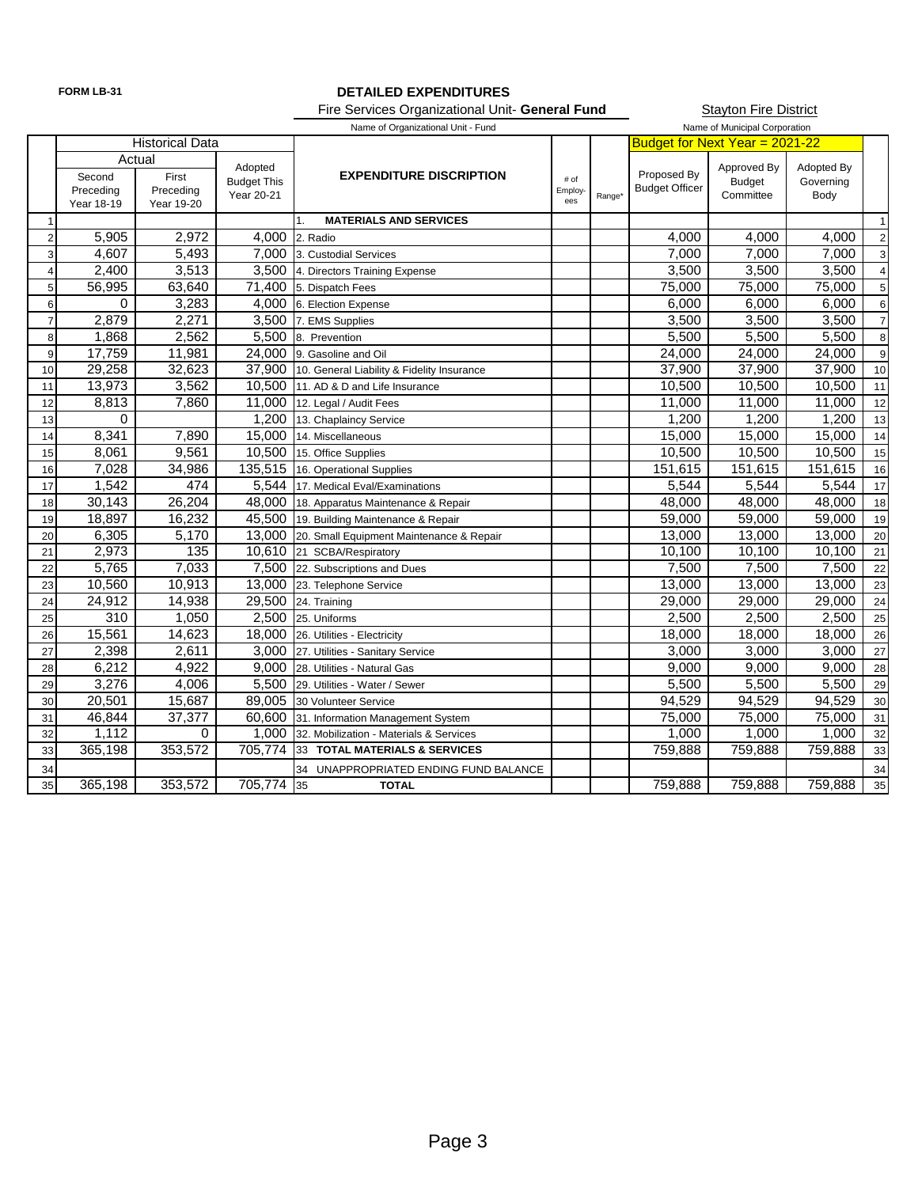FORM LB-31

**DETAILED EXPENDITURES**

Fire Services Organizational Unit- **General Fund** — Name of Organizational Unit - Fund

Stayton Fire District — Name of Municipal Corporation

| | Historical Data | | | | | | Budget for Next Year = 2021-22 | | | |
|---|---|---|---|---|---|---|---|---|---|---|
| | Actual | | | | | | | | | |
| | Second Preceding Year 18-19 | First Preceding Year 19-20 | Adopted Budget This Year 20-21 | **EXPENDITURE DISCRIPTION** | # of Employ-ees | Range* | Proposed By Budget Officer | Approved By Budget Committee | Adopted By Governing Body | |
| 1 | | | | 1. **MATERIALS AND SERVICES** | | | | | | 1 |
| 2 | 5,905 | 2,972 | 4,000 | 2. Radio | | | 4,000 | 4,000 | 4,000 | 2 |
| 3 | 4,607 | 5,493 | 7,000 | 3. Custodial Services | | | 7,000 | 7,000 | 7,000 | 3 |
| 4 | 2,400 | 3,513 | 3,500 | 4. Directors Training Expense | | | 3,500 | 3,500 | 3,500 | 4 |
| 5 | 56,995 | 63,640 | 71,400 | 5. Dispatch Fees | | | 75,000 | 75,000 | 75,000 | 5 |
| 6 | 0 | 3,283 | 4,000 | 6. Election Expense | | | 6,000 | 6,000 | 6,000 | 6 |
| 7 | 2,879 | 2,271 | 3,500 | 7. EMS Supplies | | | 3,500 | 3,500 | 3,500 | 7 |
| 8 | 1,868 | 2,562 | 5,500 | 8. Prevention | | | 5,500 | 5,500 | 5,500 | 8 |
| 9 | 17,759 | 11,981 | 24,000 | 9. Gasoline and Oil | | | 24,000 | 24,000 | 24,000 | 9 |
| 10 | 29,258 | 32,623 | 37,900 | 10. General Liability & Fidelity Insurance | | | 37,900 | 37,900 | 37,900 | 10 |
| 11 | 13,973 | 3,562 | 10,500 | 11. AD & D and Life Insurance | | | 10,500 | 10,500 | 10,500 | 11 |
| 12 | 8,813 | 7,860 | 11,000 | 12. Legal / Audit Fees | | | 11,000 | 11,000 | 11,000 | 12 |
| 13 | 0 | | 1,200 | 13. Chaplaincy Service | | | 1,200 | 1,200 | 1,200 | 13 |
| 14 | 8,341 | 7,890 | 15,000 | 14. Miscellaneous | | | 15,000 | 15,000 | 15,000 | 14 |
| 15 | 8,061 | 9,561 | 10,500 | 15. Office Supplies | | | 10,500 | 10,500 | 10,500 | 15 |
| 16 | 7,028 | 34,986 | 135,515 | 16. Operational Supplies | | | 151,615 | 151,615 | 151,615 | 16 |
| 17 | 1,542 | 474 | 5,544 | 17. Medical Eval/Examinations | | | 5,544 | 5,544 | 5,544 | 17 |
| 18 | 30,143 | 26,204 | 48,000 | 18. Apparatus Maintenance & Repair | | | 48,000 | 48,000 | 48,000 | 18 |
| 19 | 18,897 | 16,232 | 45,500 | 19. Building Maintenance & Repair | | | 59,000 | 59,000 | 59,000 | 19 |
| 20 | 6,305 | 5,170 | 13,000 | 20. Small Equipment Maintenance & Repair | | | 13,000 | 13,000 | 13,000 | 20 |
| 21 | 2,973 | 135 | 10,610 | 21 SCBA/Respiratory | | | 10,100 | 10,100 | 10,100 | 21 |
| 22 | 5,765 | 7,033 | 7,500 | 22. Subscriptions and Dues | | | 7,500 | 7,500 | 7,500 | 22 |
| 23 | 10,560 | 10,913 | 13,000 | 23. Telephone Service | | | 13,000 | 13,000 | 13,000 | 23 |
| 24 | 24,912 | 14,938 | 29,500 | 24. Training | | | 29,000 | 29,000 | 29,000 | 24 |
| 25 | 310 | 1,050 | 2,500 | 25. Uniforms | | | 2,500 | 2,500 | 2,500 | 25 |
| 26 | 15,561 | 14,623 | 18,000 | 26. Utilities - Electricity | | | 18,000 | 18,000 | 18,000 | 26 |
| 27 | 2,398 | 2,611 | 3,000 | 27. Utilities - Sanitary Service | | | 3,000 | 3,000 | 3,000 | 27 |
| 28 | 6,212 | 4,922 | 9,000 | 28. Utilities - Natural Gas | | | 9,000 | 9,000 | 9,000 | 28 |
| 29 | 3,276 | 4,006 | 5,500 | 29. Utilities - Water / Sewer | | | 5,500 | 5,500 | 5,500 | 29 |
| 30 | 20,501 | 15,687 | 89,005 | 30 Volunteer Service | | | 94,529 | 94,529 | 94,529 | 30 |
| 31 | 46,844 | 37,377 | 60,600 | 31. Information Management System | | | 75,000 | 75,000 | 75,000 | 31 |
| 32 | 1,112 | 0 | 1,000 | 32. Mobilization - Materials & Services | | | 1,000 | 1,000 | 1,000 | 32 |
| 33 | 365,198 | 353,572 | 705,774 | 33 **TOTAL MATERIALS & SERVICES** | | | 759,888 | 759,888 | 759,888 | 33 |
| 34 | | | | 34 UNAPPROPRIATED ENDING FUND BALANCE | | | | | | 34 |
| 35 | 365,198 | 353,572 | 705,774 | 35 **TOTAL** | | | 759,888 | 759,888 | 759,888 | 35 |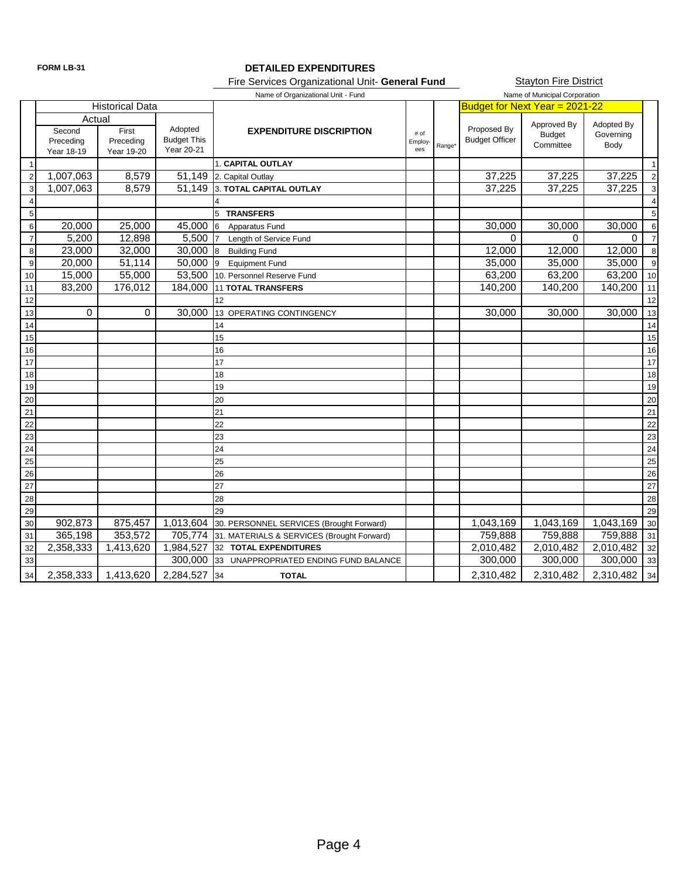**FORM LB-31**

# DETAILED EXPENDITURES

Fire Services Organizational Unit- **General Fund**
Name of Organizational Unit - Fund

Stayton Fire District
Name of Municipal Corporation

| | Historical Data | | | | | | Budget for Next Year = 2021-22 | | | |
|---|---|---|---|---|---|---|---|---|---|---|
| | Actual | | | | | | | | | |
| | Second Preceding Year 18-19 | First Preceding Year 19-20 | Adopted Budget This Year 20-21 | EXPENDITURE DISCRIPTION | # of Employ-ees | Range* | Proposed By Budget Officer | Approved By Budget Committee | Adopted By Governing Body | |
| 1 | | | | 1. **CAPITAL OUTLAY** | | | | | | 1 |
| 2 | 1,007,063 | 8,579 | 51,149 | 2. Capital Outlay | | | 37,225 | 37,225 | 37,225 | 2 |
| 3 | 1,007,063 | 8,579 | 51,149 | 3. **TOTAL CAPITAL OUTLAY** | | | 37,225 | 37,225 | 37,225 | 3 |
| 4 | | | | 4 | | | | | | 4 |
| 5 | | | | 5 **TRANSFERS** | | | | | | 5 |
| 6 | 20,000 | 25,000 | 45,000 | 6 Apparatus Fund | | | 30,000 | 30,000 | 30,000 | 6 |
| 7 | 5,200 | 12,898 | 5,500 | 7 Length of Service Fund | | | 0 | 0 | 0 | 7 |
| 8 | 23,000 | 32,000 | 30,000 | 8 Building Fund | | | 12,000 | 12,000 | 12,000 | 8 |
| 9 | 20,000 | 51,114 | 50,000 | 9 Equipment Fund | | | 35,000 | 35,000 | 35,000 | 9 |
| 10 | 15,000 | 55,000 | 53,500 | 10. Personnel Reserve Fund | | | 63,200 | 63,200 | 63,200 | 10 |
| 11 | 83,200 | 176,012 | 184,000 | 11 **TOTAL TRANSFERS** | | | 140,200 | 140,200 | 140,200 | 11 |
| 12 | | | | 12 | | | | | | 12 |
| 13 | 0 | 0 | 30,000 | 13 OPERATING CONTINGENCY | | | 30,000 | 30,000 | 30,000 | 13 |
| 14 | | | | 14 | | | | | | 14 |
| 15 | | | | 15 | | | | | | 15 |
| 16 | | | | 16 | | | | | | 16 |
| 17 | | | | 17 | | | | | | 17 |
| 18 | | | | 18 | | | | | | 18 |
| 19 | | | | 19 | | | | | | 19 |
| 20 | | | | 20 | | | | | | 20 |
| 21 | | | | 21 | | | | | | 21 |
| 22 | | | | 22 | | | | | | 22 |
| 23 | | | | 23 | | | | | | 23 |
| 24 | | | | 24 | | | | | | 24 |
| 25 | | | | 25 | | | | | | 25 |
| 26 | | | | 26 | | | | | | 26 |
| 27 | | | | 27 | | | | | | 27 |
| 28 | | | | 28 | | | | | | 28 |
| 29 | | | | 29 | | | | | | 29 |
| 30 | 902,873 | 875,457 | 1,013,604 | 30. PERSONNEL SERVICES (Brought Forward) | | | 1,043,169 | 1,043,169 | 1,043,169 | 30 |
| 31 | 365,198 | 353,572 | 705,774 | 31. MATERIALS & SERVICES (Brought Forward) | | | 759,888 | 759,888 | 759,888 | 31 |
| 32 | 2,358,333 | 1,413,620 | 1,984,527 | 32 **TOTAL EXPENDITURES** | | | 2,010,482 | 2,010,482 | 2,010,482 | 32 |
| 33 | | | 300,000 | 33 UNAPPROPRIATED ENDING FUND BALANCE | | | 300,000 | 300,000 | 300,000 | 33 |
| 34 | 2,358,333 | 1,413,620 | 2,284,527 | 34 **TOTAL** | | | 2,310,482 | 2,310,482 | 2,310,482 | 34 |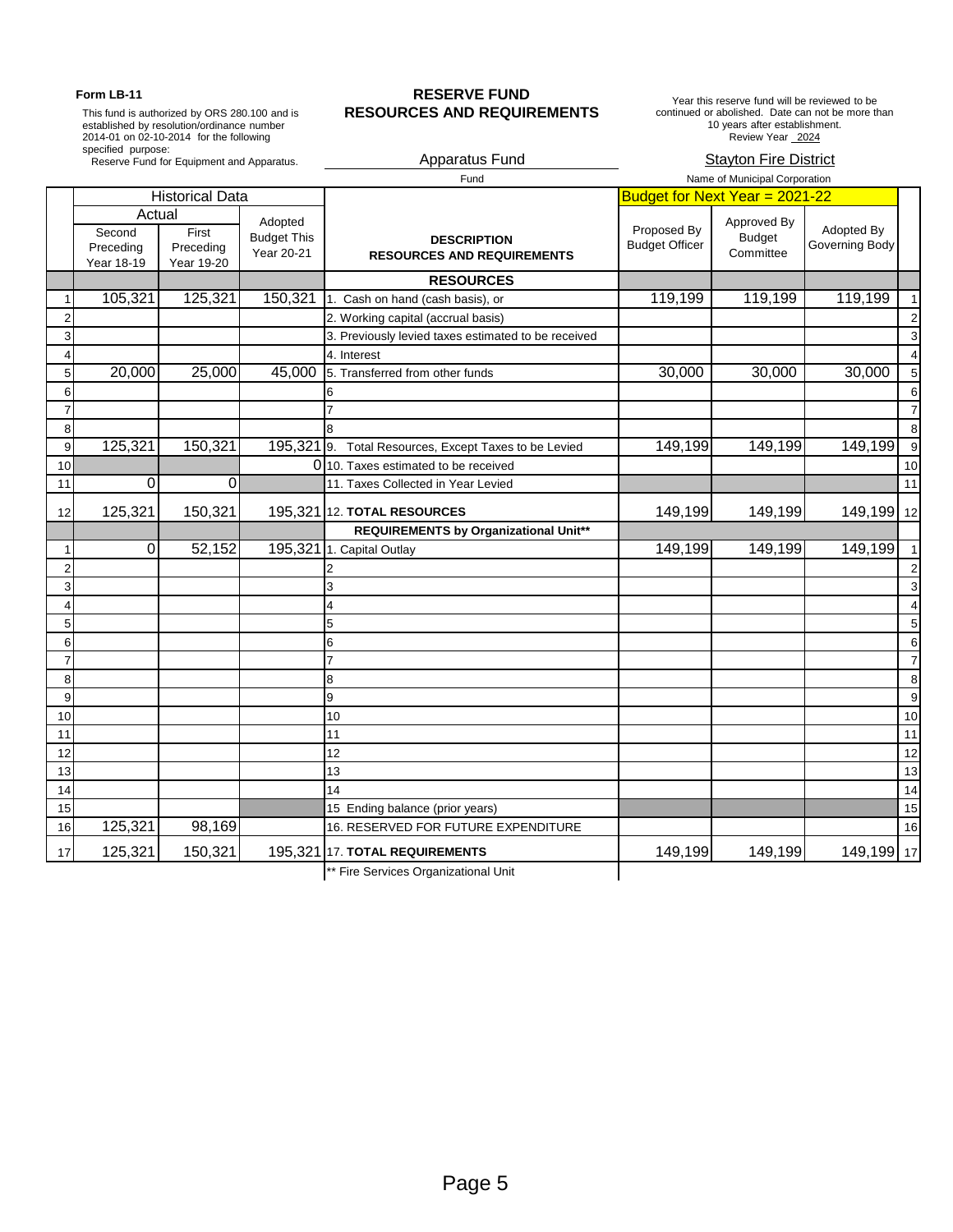**Form LB-11**

This fund is authorized by ORS 280.100 and is established by resolution/ordinance number 2014-01 on 02-10-2014 for the following specified purpose:
Reserve Fund for Equipment and Apparatus.

## RESERVE FUND
## RESOURCES AND REQUIREMENTS

Year this reserve fund will be reviewed to be continued or abolished. Date can not be more than 10 years after establishment.
Review Year 2024

Apparatus Fund
Fund

Stayton Fire District
Name of Municipal Corporation

| | Historical Data | | | | Budget for Next Year = 2021-22 | | | |
|---|---|---|---|---|---|---|---|---|
| | Actual | | | | | | | |
| | Second Preceding Year 18-19 | First Preceding Year 19-20 | Adopted Budget This Year 20-21 | DESCRIPTION RESOURCES AND REQUIREMENTS | Proposed By Budget Officer | Approved By Budget Committee | Adopted By Governing Body | |
| | | | | **RESOURCES** | | | | |
| 1 | 105,321 | 125,321 | 150,321 | 1. Cash on hand (cash basis), or | 119,199 | 119,199 | 119,199 | 1 |
| 2 | | | | 2. Working capital (accrual basis) | | | | 2 |
| 3 | | | | 3. Previously levied taxes estimated to be received | | | | 3 |
| 4 | | | | 4. Interest | | | | 4 |
| 5 | 20,000 | 25,000 | 45,000 | 5. Transferred from other funds | 30,000 | 30,000 | 30,000 | 5 |
| 6 | | | | 6 | | | | 6 |
| 7 | | | | 7 | | | | 7 |
| 8 | | | | 8 | | | | 8 |
| 9 | 125,321 | 150,321 | 195,321 | 9. Total Resources, Except Taxes to be Levied | 149,199 | 149,199 | 149,199 | 9 |
| 10 | | | 0 | 10. Taxes estimated to be received | | | | 10 |
| 11 | 0 | 0 | | 11. Taxes Collected in Year Levied | | | | 11 |
| 12 | 125,321 | 150,321 | 195,321 | 12. **TOTAL RESOURCES** | 149,199 | 149,199 | 149,199 | 12 |
| | | | | **REQUIREMENTS by Organizational Unit**** | | | | |
| 1 | 0 | 52,152 | 195,321 | 1. Capital Outlay | 149,199 | 149,199 | 149,199 | 1 |
| 2 | | | | 2 | | | | 2 |
| 3 | | | | 3 | | | | 3 |
| 4 | | | | 4 | | | | 4 |
| 5 | | | | 5 | | | | 5 |
| 6 | | | | 6 | | | | 6 |
| 7 | | | | 7 | | | | 7 |
| 8 | | | | 8 | | | | 8 |
| 9 | | | | 9 | | | | 9 |
| 10 | | | | 10 | | | | 10 |
| 11 | | | | 11 | | | | 11 |
| 12 | | | | 12 | | | | 12 |
| 13 | | | | 13 | | | | 13 |
| 14 | | | | 14 | | | | 14 |
| 15 | | | | 15 Ending balance (prior years) | | | | 15 |
| 16 | 125,321 | 98,169 | | 16. RESERVED FOR FUTURE EXPENDITURE | | | | 16 |
| 17 | 125,321 | 150,321 | 195,321 | 17. **TOTAL REQUIREMENTS** | 149,199 | 149,199 | 149,199 | 17 |

** Fire Services Organizational Unit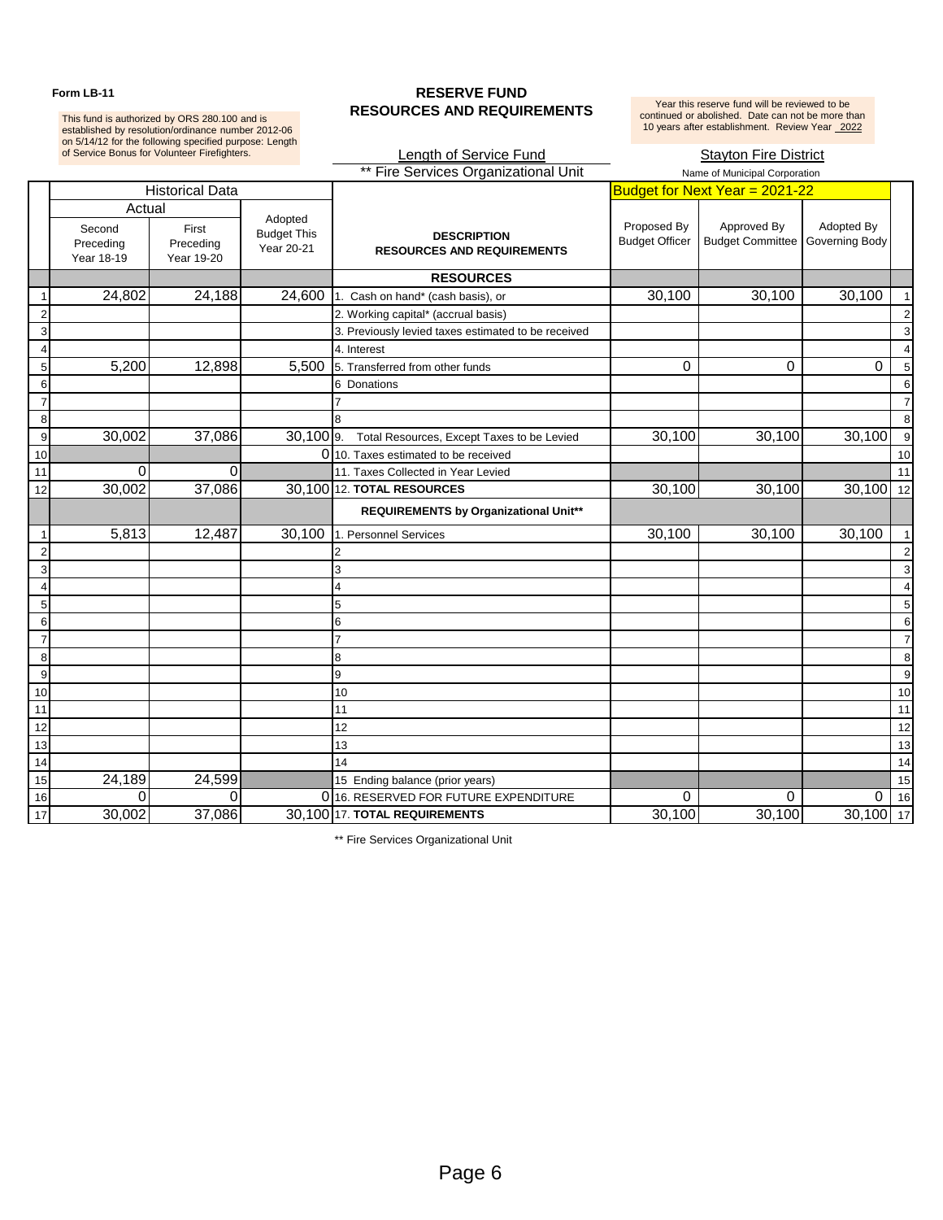**Form LB-11**

# RESERVE FUND
## RESOURCES AND REQUIREMENTS

This fund is authorized by ORS 280.100 and is established by resolution/ordinance number 2012-06 on 5/14/12 for the following specified purpose: Length of Service Bonus for Volunteer Firefighters.

Year this reserve fund will be reviewed to be continued or abolished. Date can not be more than 10 years after establishment. Review Year 2022

Length of Service Fund

** Fire Services Organizational Unit

Stayton Fire District

Name of Municipal Corporation

| | Historical Data | | | | Budget for Next Year = 2021-22 | | | |
|---|---|---|---|---|---|---|---|---|
| | Actual | | | | | | | |
| | Second Preceding Year 18-19 | First Preceding Year 19-20 | Adopted Budget This Year 20-21 | DESCRIPTION RESOURCES AND REQUIREMENTS | Proposed By Budget Officer | Approved By Budget Committee | Adopted By Governing Body | |
| | | | | **RESOURCES** | | | | |
| 1 | 24,802 | 24,188 | 24,600 | 1. Cash on hand* (cash basis), or | 30,100 | 30,100 | 30,100 | 1 |
| 2 | | | | 2. Working capital* (accrual basis) | | | | 2 |
| 3 | | | | 3. Previously levied taxes estimated to be received | | | | 3 |
| 4 | | | | 4. Interest | | | | 4 |
| 5 | 5,200 | 12,898 | 5,500 | 5. Transferred from other funds | 0 | 0 | 0 | 5 |
| 6 | | | | 6 Donations | | | | 6 |
| 7 | | | | 7 | | | | 7 |
| 8 | | | | 8 | | | | 8 |
| 9 | 30,002 | 37,086 | 30,100 | 9. Total Resources, Except Taxes to be Levied | 30,100 | 30,100 | 30,100 | 9 |
| 10 | | | 0 | 10. Taxes estimated to be received | | | | 10 |
| 11 | 0 | 0 | | 11. Taxes Collected in Year Levied | | | | 11 |
| 12 | 30,002 | 37,086 | 30,100 | 12. **TOTAL RESOURCES** | 30,100 | 30,100 | 30,100 | 12 |
| | | | | **REQUIREMENTS by Organizational Unit**** | | | | |
| 1 | 5,813 | 12,487 | 30,100 | 1. Personnel Services | 30,100 | 30,100 | 30,100 | 1 |
| 2 | | | | 2 | | | | 2 |
| 3 | | | | 3 | | | | 3 |
| 4 | | | | 4 | | | | 4 |
| 5 | | | | 5 | | | | 5 |
| 6 | | | | 6 | | | | 6 |
| 7 | | | | 7 | | | | 7 |
| 8 | | | | 8 | | | | 8 |
| 9 | | | | 9 | | | | 9 |
| 10 | | | | 10 | | | | 10 |
| 11 | | | | 11 | | | | 11 |
| 12 | | | | 12 | | | | 12 |
| 13 | | | | 13 | | | | 13 |
| 14 | | | | 14 | | | | 14 |
| 15 | 24,189 | 24,599 | | 15 Ending balance (prior years) | | | | 15 |
| 16 | 0 | 0 | 0 | 16. RESERVED FOR FUTURE EXPENDITURE | 0 | 0 | 0 | 16 |
| 17 | 30,002 | 37,086 | 30,100 | 17. **TOTAL REQUIREMENTS** | 30,100 | 30,100 | 30,100 | 17 |

** Fire Services Organizational Unit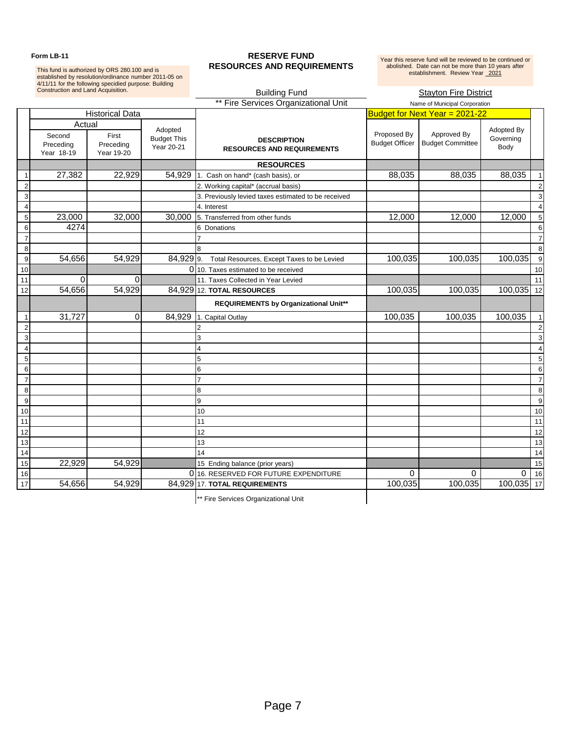**Form LB-11**

This fund is authorized by ORS 280.100 and is established by resolution/ordinance number 2011-05 on 4/11/11 for the following specidied purpose: Building Construction and Land Acquisition.

# RESERVE FUND
## RESOURCES AND REQUIREMENTS

Year this reserve fund will be reviewed to be continued or abolished. Date can not be more than 10 years after establishment. Review Year 2021

Building Fund

** Fire Services Organizational Unit

Stayton Fire District

Name of Municipal Corporation

| | Historical Data | | | | Budget for Next Year = 2021-22 | | | |
|---|---|---|---|---|---|---|---|---|
| | Actual | | | | | | | |
| | Second Preceding Year 18-19 | First Preceding Year 19-20 | Adopted Budget This Year 20-21 | DESCRIPTION RESOURCES AND REQUIREMENTS | Proposed By Budget Officer | Approved By Budget Committee | Adopted By Governing Body | |
| | | | | **RESOURCES** | | | | |
| 1 | 27,382 | 22,929 | 54,929 | 1. Cash on hand* (cash basis), or | 88,035 | 88,035 | 88,035 | 1 |
| 2 | | | | 2. Working capital* (accrual basis) | | | | 2 |
| 3 | | | | 3. Previously levied taxes estimated to be received | | | | 3 |
| 4 | | | | 4. Interest | | | | 4 |
| 5 | 23,000 | 32,000 | 30,000 | 5. Transferred from other funds | 12,000 | 12,000 | 12,000 | 5 |
| 6 | 4274 | | | 6 Donations | | | | 6 |
| 7 | | | | 7 | | | | 7 |
| 8 | | | | 8 | | | | 8 |
| 9 | 54,656 | 54,929 | 84,929 | 9. Total Resources, Except Taxes to be Levied | 100,035 | 100,035 | 100,035 | 9 |
| 10 | | | 0 | 10. Taxes estimated to be received | | | | 10 |
| 11 | 0 | 0 | | 11. Taxes Collected in Year Levied | | | | 11 |
| 12 | 54,656 | 54,929 | 84,929 | 12. **TOTAL RESOURCES** | 100,035 | 100,035 | 100,035 | 12 |
| | | | | **REQUIREMENTS by Organizational Unit**** | | | | |
| 1 | 31,727 | 0 | 84,929 | 1. Capital Outlay | 100,035 | 100,035 | 100,035 | 1 |
| 2 | | | | 2 | | | | 2 |
| 3 | | | | 3 | | | | 3 |
| 4 | | | | 4 | | | | 4 |
| 5 | | | | 5 | | | | 5 |
| 6 | | | | 6 | | | | 6 |
| 7 | | | | 7 | | | | 7 |
| 8 | | | | 8 | | | | 8 |
| 9 | | | | 9 | | | | 9 |
| 10 | | | | 10 | | | | 10 |
| 11 | | | | 11 | | | | 11 |
| 12 | | | | 12 | | | | 12 |
| 13 | | | | 13 | | | | 13 |
| 14 | | | | 14 | | | | 14 |
| 15 | 22,929 | 54,929 | | 15 Ending balance (prior years) | | | | 15 |
| 16 | | | 0 | 16. RESERVED FOR FUTURE EXPENDITURE | 0 | 0 | 0 | 16 |
| 17 | 54,656 | 54,929 | 84,929 | 17. **TOTAL REQUIREMENTS** | 100,035 | 100,035 | 100,035 | 17 |

** Fire Services Organizational Unit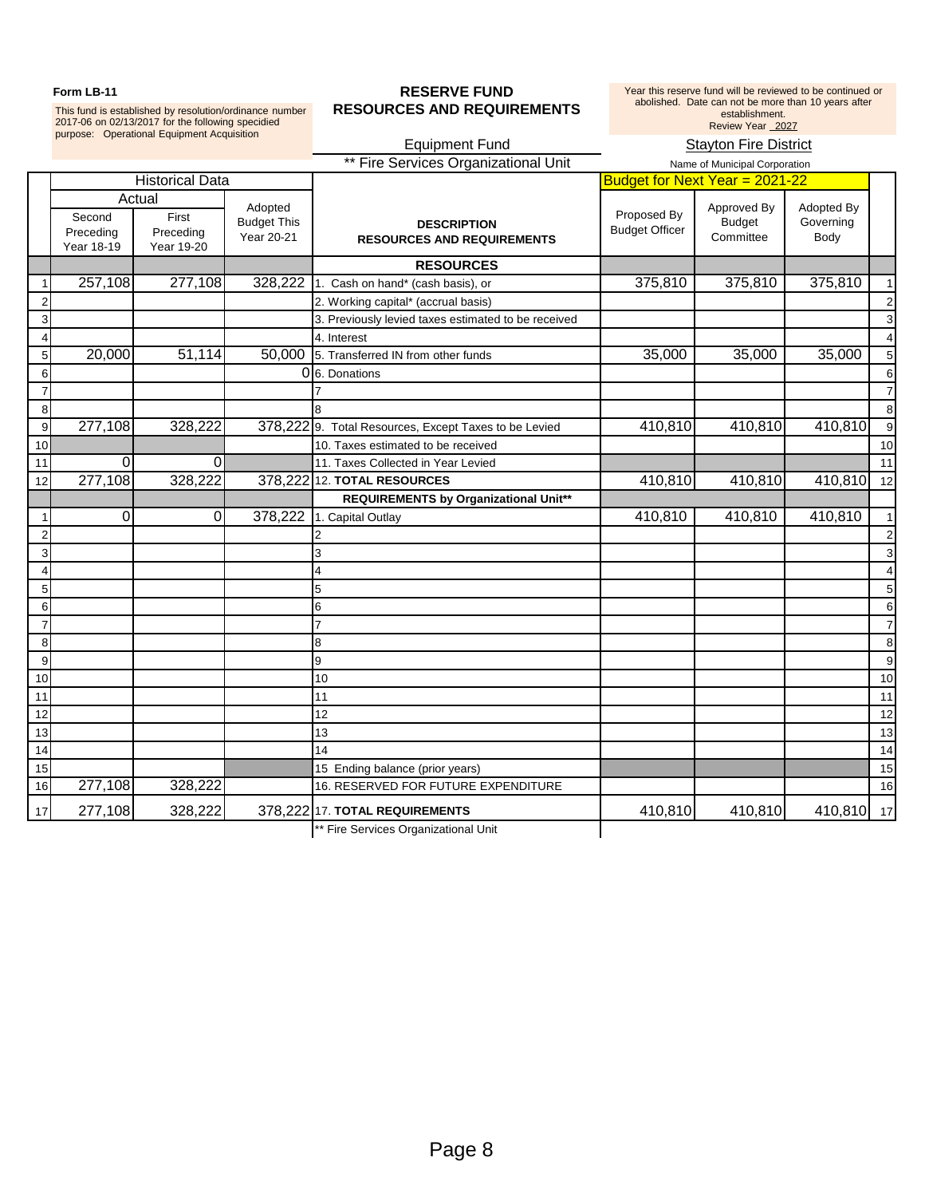**Form LB-11**

This fund is established by resolution/ordinance number 2017-06 on 02/13/2017 for the following specidied purpose: Operational Equipment Acquisition

# RESERVE FUND RESOURCES AND REQUIREMENTS

Year this reserve fund will be reviewed to be continued or abolished. Date can not be more than 10 years after establishment. Review Year 2027

Equipment Fund

** Fire Services Organizational Unit

Stayton Fire District

Name of Municipal Corporation

| | Historical Data | | | | Budget for Next Year = 2021-22 | | | |
|---|---|---|---|---|---|---|---|---|
| | Actual | | | | | | | |
| | Second Preceding Year 18-19 | First Preceding Year 19-20 | Adopted Budget This Year 20-21 | DESCRIPTION RESOURCES AND REQUIREMENTS | Proposed By Budget Officer | Approved By Budget Committee | Adopted By Governing Body | |
| | | | | **RESOURCES** | | | | |
| 1 | 257,108 | 277,108 | 328,222 | 1. Cash on hand* (cash basis), or | 375,810 | 375,810 | 375,810 | 1 |
| 2 | | | | 2. Working capital* (accrual basis) | | | | 2 |
| 3 | | | | 3. Previously levied taxes estimated to be received | | | | 3 |
| 4 | | | | 4. Interest | | | | 4 |
| 5 | 20,000 | 51,114 | 50,000 | 5. Transferred IN from other funds | 35,000 | 35,000 | 35,000 | 5 |
| 6 | | | 0 | 6. Donations | | | | 6 |
| 7 | | | | 7 | | | | 7 |
| 8 | | | | 8 | | | | 8 |
| 9 | 277,108 | 328,222 | 378,222 | 9. Total Resources, Except Taxes to be Levied | 410,810 | 410,810 | 410,810 | 9 |
| 10 | | | | 10. Taxes estimated to be received | | | | 10 |
| 11 | 0 | 0 | | 11. Taxes Collected in Year Levied | | | | 11 |
| 12 | 277,108 | 328,222 | 378,222 | 12. **TOTAL RESOURCES** | 410,810 | 410,810 | 410,810 | 12 |
| | | | | **REQUIREMENTS by Organizational Unit**** | | | | |
| 1 | 0 | 0 | 378,222 | 1. Capital Outlay | 410,810 | 410,810 | 410,810 | 1 |
| 2 | | | | 2 | | | | 2 |
| 3 | | | | 3 | | | | 3 |
| 4 | | | | 4 | | | | 4 |
| 5 | | | | 5 | | | | 5 |
| 6 | | | | 6 | | | | 6 |
| 7 | | | | 7 | | | | 7 |
| 8 | | | | 8 | | | | 8 |
| 9 | | | | 9 | | | | 9 |
| 10 | | | | 10 | | | | 10 |
| 11 | | | | 11 | | | | 11 |
| 12 | | | | 12 | | | | 12 |
| 13 | | | | 13 | | | | 13 |
| 14 | | | | 14 | | | | 14 |
| 15 | | | | 15 Ending balance (prior years) | | | | 15 |
| 16 | 277,108 | 328,222 | | 16. RESERVED FOR FUTURE EXPENDITURE | | | | 16 |
| 17 | 277,108 | 328,222 | 378,222 | 17. **TOTAL REQUIREMENTS** | 410,810 | 410,810 | 410,810 | 17 |

** Fire Services Organizational Unit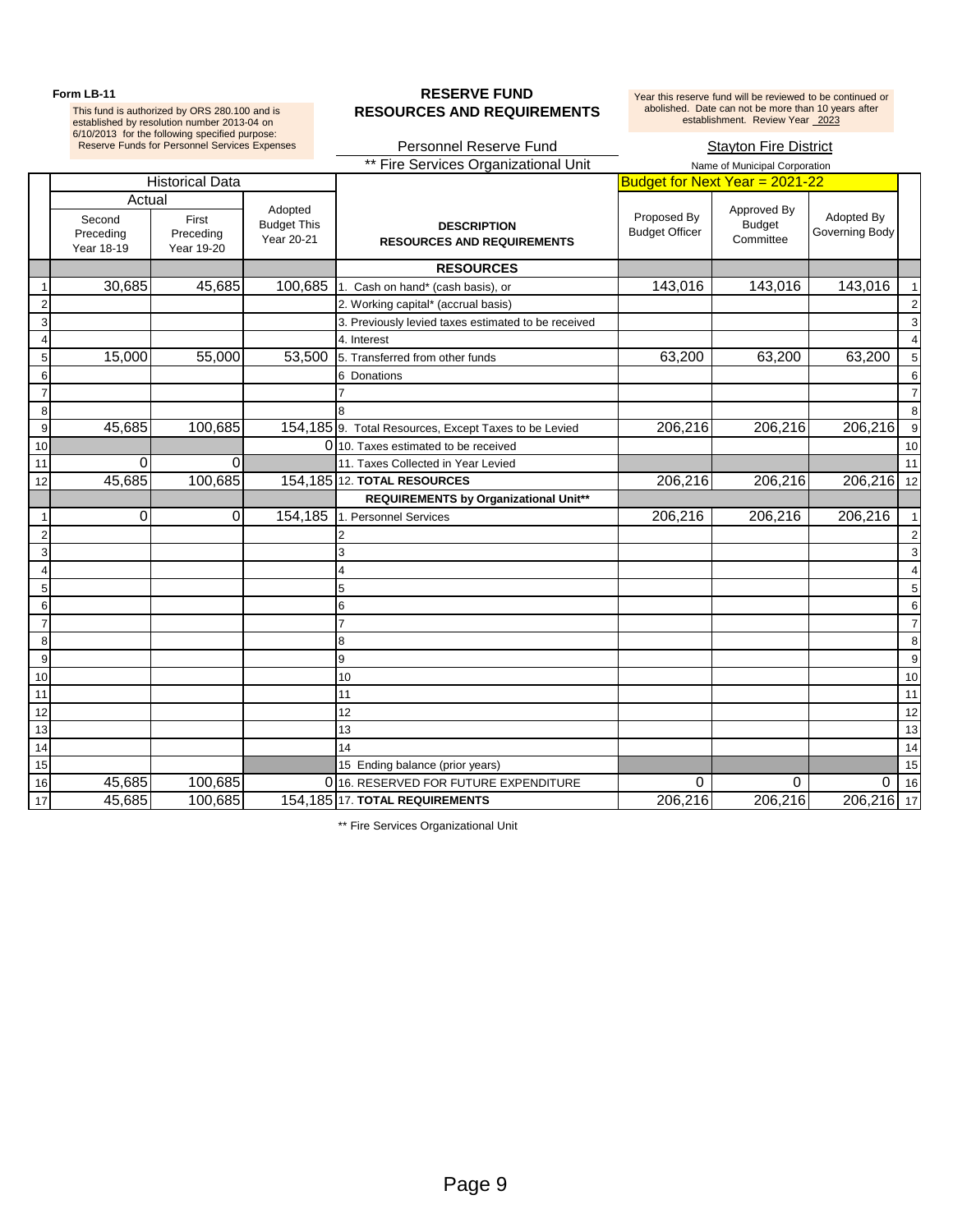**Form LB-11**

This fund is authorized by ORS 280.100 and is established by resolution number 2013-04 on 6/10/2013 for the following specified purpose: Reserve Funds for Personnel Services Expenses

# RESERVE FUND RESOURCES AND REQUIREMENTS

Year this reserve fund will be reviewed to be continued or abolished. Date can not be more than 10 years after establishment. Review Year 2023

Personnel Reserve Fund

** Fire Services Organizational Unit

Stayton Fire District

Name of Municipal Corporation

| | Historical Data | | | | Budget for Next Year = 2021-22 | | | |
|---|---|---|---|---|---|---|---|---|
| | Actual | | | | | | | |
| | Second Preceding Year 18-19 | First Preceding Year 19-20 | Adopted Budget This Year 20-21 | DESCRIPTION RESOURCES AND REQUIREMENTS | Proposed By Budget Officer | Approved By Budget Committee | Adopted By Governing Body | |
| | | | | **RESOURCES** | | | | |
| 1 | 30,685 | 45,685 | 100,685 | 1. Cash on hand* (cash basis), or | 143,016 | 143,016 | 143,016 | 1 |
| 2 | | | | 2. Working capital* (accrual basis) | | | | 2 |
| 3 | | | | 3. Previously levied taxes estimated to be received | | | | 3 |
| 4 | | | | 4. Interest | | | | 4 |
| 5 | 15,000 | 55,000 | 53,500 | 5. Transferred from other funds | 63,200 | 63,200 | 63,200 | 5 |
| 6 | | | | 6 Donations | | | | 6 |
| 7 | | | | 7 | | | | 7 |
| 8 | | | | 8 | | | | 8 |
| 9 | 45,685 | 100,685 | 154,185 | 9. Total Resources, Except Taxes to be Levied | 206,216 | 206,216 | 206,216 | 9 |
| 10 | | | 0 | 10. Taxes estimated to be received | | | | 10 |
| 11 | 0 | 0 | | 11. Taxes Collected in Year Levied | | | | 11 |
| 12 | 45,685 | 100,685 | 154,185 | 12. **TOTAL RESOURCES** | 206,216 | 206,216 | 206,216 | 12 |
| | | | | **REQUIREMENTS by Organizational Unit**** | | | | |
| 1 | 0 | 0 | 154,185 | 1. Personnel Services | 206,216 | 206,216 | 206,216 | 1 |
| 2 | | | | 2 | | | | 2 |
| 3 | | | | 3 | | | | 3 |
| 4 | | | | 4 | | | | 4 |
| 5 | | | | 5 | | | | 5 |
| 6 | | | | 6 | | | | 6 |
| 7 | | | | 7 | | | | 7 |
| 8 | | | | 8 | | | | 8 |
| 9 | | | | 9 | | | | 9 |
| 10 | | | | 10 | | | | 10 |
| 11 | | | | 11 | | | | 11 |
| 12 | | | | 12 | | | | 12 |
| 13 | | | | 13 | | | | 13 |
| 14 | | | | 14 | | | | 14 |
| 15 | | | | 15 Ending balance (prior years) | | | | 15 |
| 16 | 45,685 | 100,685 | 0 | 16. RESERVED FOR FUTURE EXPENDITURE | 0 | 0 | 0 | 16 |
| 17 | 45,685 | 100,685 | 154,185 | 17. **TOTAL REQUIREMENTS** | 206,216 | 206,216 | 206,216 | 17 |

** Fire Services Organizational Unit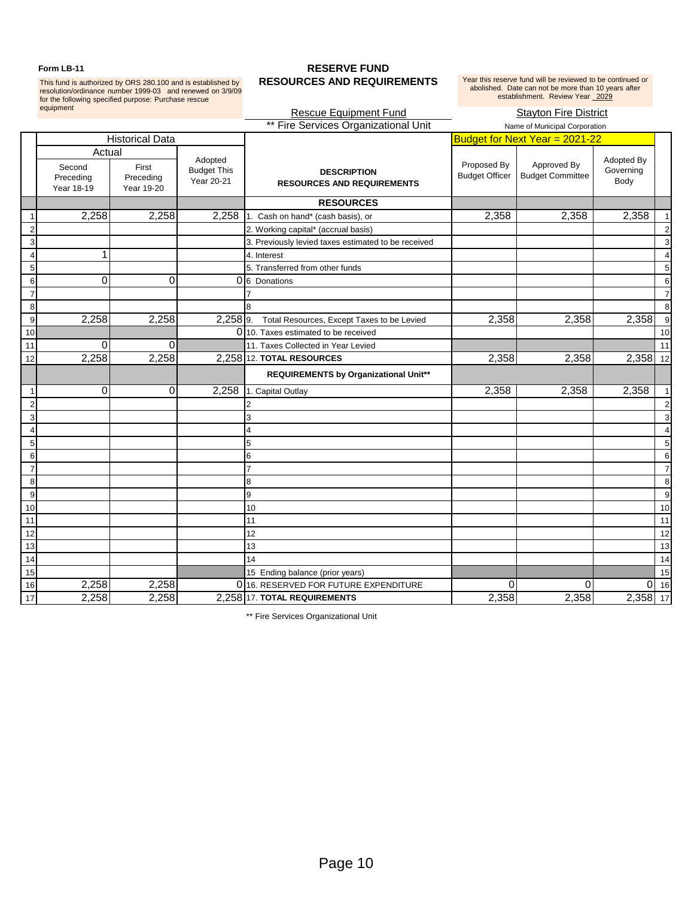**Form LB-11**

This fund is authorized by ORS 280.100 and is established by resolution/ordinance number 1999-03 and renewed on 3/9/09 for the following specified purpose: Purchase rescue equipment

# RESERVE FUND RESOURCES AND REQUIREMENTS

Year this reserve fund will be reviewed to be continued or abolished. Date can not be more than 10 years after establishment. Review Year 2029

Rescue Equipment Fund

** Fire Services Organizational Unit

Stayton Fire District

Name of Municipal Corporation

| | Historical Data | | | | Budget for Next Year = 2021-22 | | | |
|---|---|---|---|---|---|---|---|---|
| | Actual | | | | | | | |
| | Second Preceding Year 18-19 | First Preceding Year 19-20 | Adopted Budget This Year 20-21 | DESCRIPTION RESOURCES AND REQUIREMENTS | Proposed By Budget Officer | Approved By Budget Committee | Adopted By Governing Body | |
| | | | | **RESOURCES** | | | | |
| 1 | 2,258 | 2,258 | 2,258 | 1. Cash on hand* (cash basis), or | 2,358 | 2,358 | 2,358 | 1 |
| 2 | | | | 2. Working capital* (accrual basis) | | | | 2 |
| 3 | | | | 3. Previously levied taxes estimated to be received | | | | 3 |
| 4 | 1 | | | 4. Interest | | | | 4 |
| 5 | | | | 5. Transferred from other funds | | | | 5 |
| 6 | 0 | 0 | 0 | 6 Donations | | | | 6 |
| 7 | | | | 7 | | | | 7 |
| 8 | | | | 8 | | | | 8 |
| 9 | 2,258 | 2,258 | 2,258 | 9. Total Resources, Except Taxes to be Levied | 2,358 | 2,358 | 2,358 | 9 |
| 10 | | | 0 | 10. Taxes estimated to be received | | | | 10 |
| 11 | 0 | 0 | | 11. Taxes Collected in Year Levied | | | | 11 |
| 12 | 2,258 | 2,258 | 2,258 | 12. **TOTAL RESOURCES** | 2,358 | 2,358 | 2,358 | 12 |
| | | | | **REQUIREMENTS by Organizational Unit**** | | | | |
| 1 | 0 | 0 | 2,258 | 1. Capital Outlay | 2,358 | 2,358 | 2,358 | 1 |
| 2 | | | | 2 | | | | 2 |
| 3 | | | | 3 | | | | 3 |
| 4 | | | | 4 | | | | 4 |
| 5 | | | | 5 | | | | 5 |
| 6 | | | | 6 | | | | 6 |
| 7 | | | | 7 | | | | 7 |
| 8 | | | | 8 | | | | 8 |
| 9 | | | | 9 | | | | 9 |
| 10 | | | | 10 | | | | 10 |
| 11 | | | | 11 | | | | 11 |
| 12 | | | | 12 | | | | 12 |
| 13 | | | | 13 | | | | 13 |
| 14 | | | | 14 | | | | 14 |
| 15 | | | | 15 Ending balance (prior years) | | | | 15 |
| 16 | 2,258 | 2,258 | 0 | 16. RESERVED FOR FUTURE EXPENDITURE | 0 | 0 | 0 | 16 |
| 17 | 2,258 | 2,258 | 2,258 | 17. **TOTAL REQUIREMENTS** | 2,358 | 2,358 | 2,358 | 17 |

** Fire Services Organizational Unit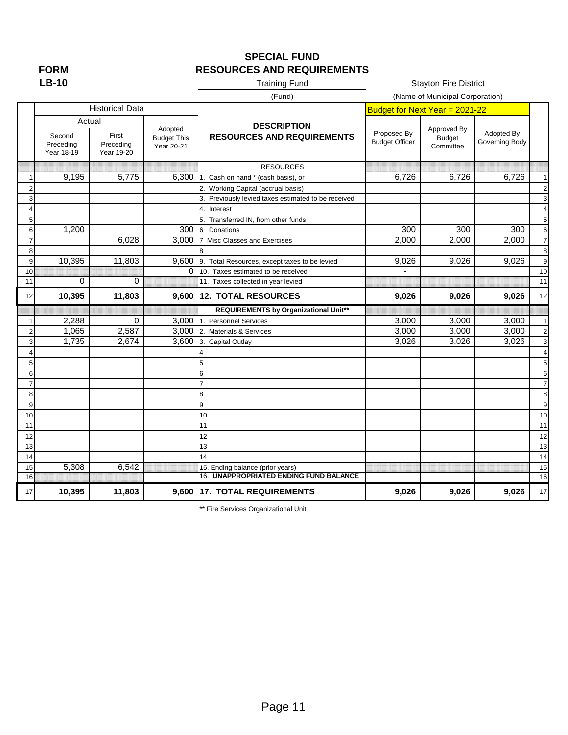**FORM**
**LB-10**

## SPECIAL FUND
## RESOURCES AND REQUIREMENTS

Training Fund
(Fund)

Stayton Fire District
(Name of Municipal Corporation)

| | Historical Data | | | DESCRIPTION RESOURCES AND REQUIREMENTS | Budget for Next Year = 2021-22 | | | |
|---|---|---|---|---|---|---|---|---|
| | Actual | | Adopted Budget This Year 20-21 | | Proposed By Budget Officer | Approved By Budget Committee | Adopted By Governing Body | |
| | Second Preceding Year 18-19 | First Preceding Year 19-20 | | | | | | |
| | | | | RESOURCES | | | | |
| 1 | 9,195 | 5,775 | 6,300 | 1. Cash on hand * (cash basis), or | 6,726 | 6,726 | 6,726 | 1 |
| 2 | | | | 2. Working Capital (accrual basis) | | | | 2 |
| 3 | | | | 3. Previously levied taxes estimated to be received | | | | 3 |
| 4 | | | | 4. Interest | | | | 4 |
| 5 | | | | 5. Transferred IN, from other funds | | | | 5 |
| 6 | 1,200 | | 300 | 6 Donations | 300 | 300 | 300 | 6 |
| 7 | | 6,028 | 3,000 | 7 Misc Classes and Exercises | 2,000 | 2,000 | 2,000 | 7 |
| 8 | | | | 8 | | | | 8 |
| 9 | 10,395 | 11,803 | 9,600 | 9. Total Resources, except taxes to be levied | 9,026 | 9,026 | 9,026 | 9 |
| 10 | | | 0 | 10. Taxes estimated to be received | - | | | 10 |
| 11 | 0 | 0 | | 11. Taxes collected in year levied | | | | 11 |
| 12 | **10,395** | **11,803** | **9,600** | **12. TOTAL RESOURCES** | **9,026** | **9,026** | **9,026** | 12 |
| | | | | **REQUIREMENTS by Organizational Unit**** | | | | |
| 1 | 2,288 | 0 | 3,000 | 1. Personnel Services | 3,000 | 3,000 | 3,000 | 1 |
| 2 | 1,065 | 2,587 | 3,000 | 2. Materials & Services | 3,000 | 3,000 | 3,000 | 2 |
| 3 | 1,735 | 2,674 | 3,600 | 3. Capital Outlay | 3,026 | 3,026 | 3,026 | 3 |
| 4 | | | | 4 | | | | 4 |
| 5 | | | | 5 | | | | 5 |
| 6 | | | | 6 | | | | 6 |
| 7 | | | | 7 | | | | 7 |
| 8 | | | | 8 | | | | 8 |
| 9 | | | | 9 | | | | 9 |
| 10 | | | | 10 | | | | 10 |
| 11 | | | | 11 | | | | 11 |
| 12 | | | | 12 | | | | 12 |
| 13 | | | | 13 | | | | 13 |
| 14 | | | | 14 | | | | 14 |
| 15 | 5,308 | 6,542 | | 15. Ending balance (prior years) | | | | 15 |
| 16 | | | | 16. **UNAPPROPRIATED ENDING FUND BALANCE** | | | | 16 |
| 17 | **10,395** | **11,803** | **9,600** | **17. TOTAL REQUIREMENTS** | **9,026** | **9,026** | **9,026** | 17 |

** Fire Services Organizational Unit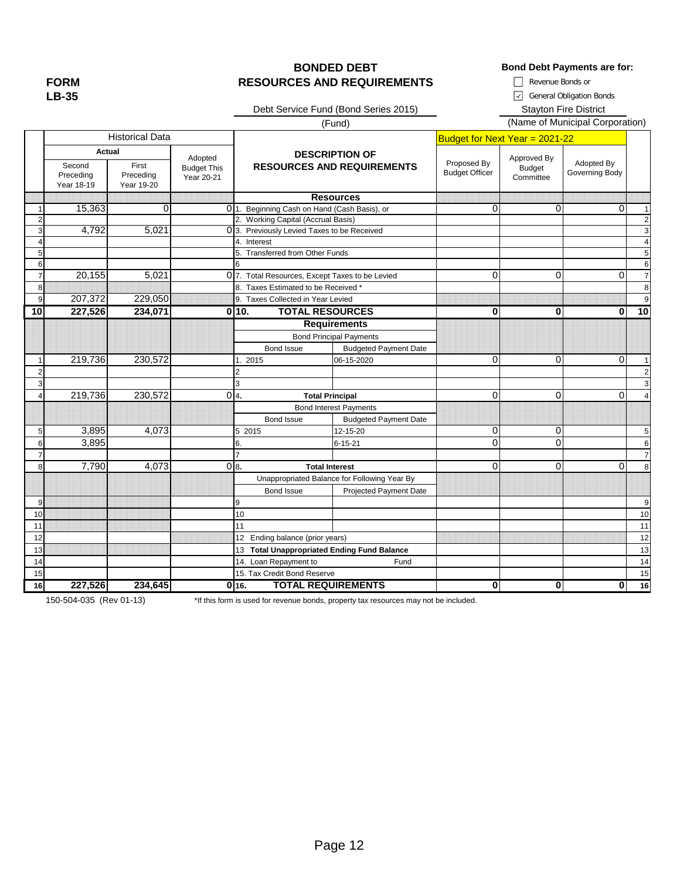**FORM LB-35**

# BONDED DEBT
# RESOURCES AND REQUIREMENTS

**Bond Debt Payments are for:**

- [ ] Revenue Bonds or
- [x] General Obligation Bonds

Debt Service Fund (Bond Series 2015)
(Fund)

Stayton Fire District
(Name of Municipal Corporation)

| | Historical Data | | | DESCRIPTION OF RESOURCES AND REQUIREMENTS | | Budget for Next Year = 2021-22 | | | |
|---|---|---|---|---|---|---|---|---|---|
| | Actual | | | | | | | | |
| | Second Preceding Year 18-19 | First Preceding Year 19-20 | Adopted Budget This Year 20-21 | | | Proposed By Budget Officer | Approved By Budget Committee | Adopted By Governing Body | |
| | | | | **Resources** | | | | | |
| 1 | 15,363 | 0 | 0 | 1. Beginning Cash on Hand (Cash Basis), or | | 0 | 0 | 0 | 1 |
| 2 | | | | 2. Working Capital (Accrual Basis) | | | | | 2 |
| 3 | 4,792 | 5,021 | 0 | 3. Previously Levied Taxes to be Received | | | | | 3 |
| 4 | | | | 4. Interest | | | | | 4 |
| 5 | | | | 5. Transferred from Other Funds | | | | | 5 |
| 6 | | | | 6 | | | | | 6 |
| 7 | 20,155 | 5,021 | 0 | 7. Total Resources, Except Taxes to be Levied | | 0 | 0 | 0 | 7 |
| 8 | | | | 8. Taxes Estimated to be Received * | | | | | 8 |
| 9 | 207,372 | 229,050 | | 9. Taxes Collected in Year Levied | | | | | 9 |
| **10** | **227,526** | **234,071** | **0** | **10. TOTAL RESOURCES** | | **0** | **0** | **0** | **10** |
| | | | | **Requirements** | | | | | |
| | | | | Bond Principal Payments | | | | | |
| | | | | Bond Issue | Budgeted Payment Date | | | | |
| 1 | 219,736 | 230,572 | | 1. 2015 | 06-15-2020 | 0 | 0 | 0 | 1 |
| 2 | | | | 2 | | | | | 2 |
| 3 | | | | 3 | | | | | 3 |
| 4 | 219,736 | 230,572 | 0 | 4. **Total Principal** | | 0 | 0 | 0 | 4 |
| | | | | Bond Interest Payments | | | | | |
| | | | | Bond Issue | Budgeted Payment Date | | | | |
| 5 | 3,895 | 4,073 | | 5 2015 | 12-15-20 | 0 | 0 | | 5 |
| 6 | 3,895 | | | 6. | 6-15-21 | 0 | 0 | | 6 |
| 7 | | | | 7 | | | | | 7 |
| 8 | 7,790 | 4,073 | 0 | 8. **Total Interest** | | 0 | 0 | 0 | 8 |
| | | | | Unappropriated Balance for Following Year By | | | | | |
| | | | | Bond Issue | Projected Payment Date | | | | |
| 9 | | | | 9 | | | | | 9 |
| 10 | | | | 10 | | | | | 10 |
| 11 | | | | 11 | | | | | 11 |
| 12 | | | | 12 Ending balance (prior years) | | | | | 12 |
| 13 | | | | 13 **Total Unappropriated Ending Fund Balance** | | | | | 13 |
| 14 | | | | 14. Loan Repayment to | Fund | | | | 14 |
| 15 | | | | 15. Tax Credit Bond Reserve | | | | | 15 |
| **16** | **227,526** | **234,645** | **0** | **16. TOTAL REQUIREMENTS** | | **0** | **0** | **0** | **16** |

150-504-035 (Rev 01-13)

*If this form is used for revenue bonds, property tax resources may not be included.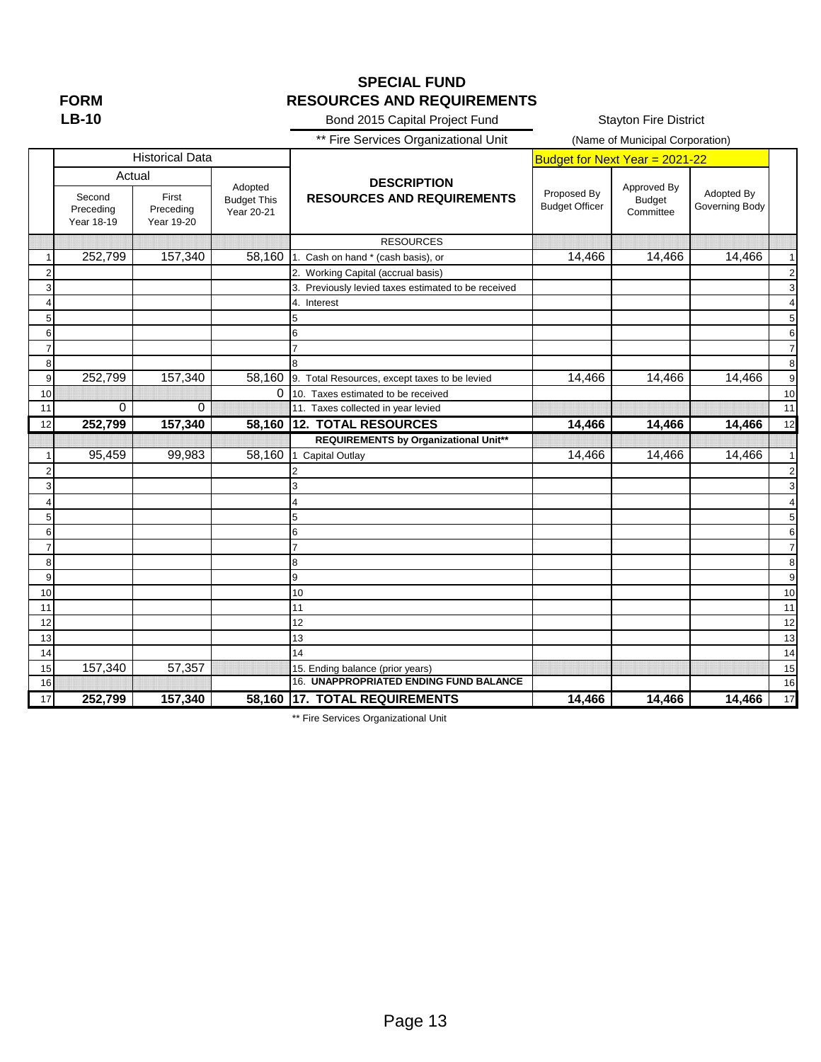**FORM**
**LB-10**

# SPECIAL FUND
# RESOURCES AND REQUIREMENTS

Bond 2015 Capital Project Fund — Stayton Fire District

** Fire Services Organizational Unit — (Name of Municipal Corporation)

| | Historical Data | | | DESCRIPTION RESOURCES AND REQUIREMENTS | Budget for Next Year = 2021-22 | | | |
|---|---|---|---|---|---|---|---|---|
| | Actual | | | | | | | |
| | Second Preceding Year 18-19 | First Preceding Year 19-20 | Adopted Budget This Year 20-21 | | Proposed By Budget Officer | Approved By Budget Committee | Adopted By Governing Body | |
| | | | | RESOURCES | | | | |
| 1 | 252,799 | 157,340 | 58,160 | 1. Cash on hand * (cash basis), or | 14,466 | 14,466 | 14,466 | 1 |
| 2 | | | | 2. Working Capital (accrual basis) | | | | 2 |
| 3 | | | | 3. Previously levied taxes estimated to be received | | | | 3 |
| 4 | | | | 4. Interest | | | | 4 |
| 5 | | | | 5 | | | | 5 |
| 6 | | | | 6 | | | | 6 |
| 7 | | | | 7 | | | | 7 |
| 8 | | | | 8 | | | | 8 |
| 9 | 252,799 | 157,340 | 58,160 | 9. Total Resources, except taxes to be levied | 14,466 | 14,466 | 14,466 | 9 |
| 10 | | | 0 | 10. Taxes estimated to be received | | | | 10 |
| 11 | 0 | 0 | | 11. Taxes collected in year levied | | | | 11 |
| 12 | **252,799** | **157,340** | **58,160** | **12. TOTAL RESOURCES** | **14,466** | **14,466** | **14,466** | 12 |
| | | | | **REQUIREMENTS by Organizational Unit**** | | | | |
| 1 | 95,459 | 99,983 | 58,160 | 1 Capital Outlay | 14,466 | 14,466 | 14,466 | 1 |
| 2 | | | | 2 | | | | 2 |
| 3 | | | | 3 | | | | 3 |
| 4 | | | | 4 | | | | 4 |
| 5 | | | | 5 | | | | 5 |
| 6 | | | | 6 | | | | 6 |
| 7 | | | | 7 | | | | 7 |
| 8 | | | | 8 | | | | 8 |
| 9 | | | | 9 | | | | 9 |
| 10 | | | | 10 | | | | 10 |
| 11 | | | | 11 | | | | 11 |
| 12 | | | | 12 | | | | 12 |
| 13 | | | | 13 | | | | 13 |
| 14 | | | | 14 | | | | 14 |
| 15 | 157,340 | 57,357 | | 15. Ending balance (prior years) | | | | 15 |
| 16 | | | | **16. UNAPPROPRIATED ENDING FUND BALANCE** | | | | 16 |
| 17 | **252,799** | **157,340** | **58,160** | **17. TOTAL REQUIREMENTS** | **14,466** | **14,466** | **14,466** | 17 |

** Fire Services Organizational Unit